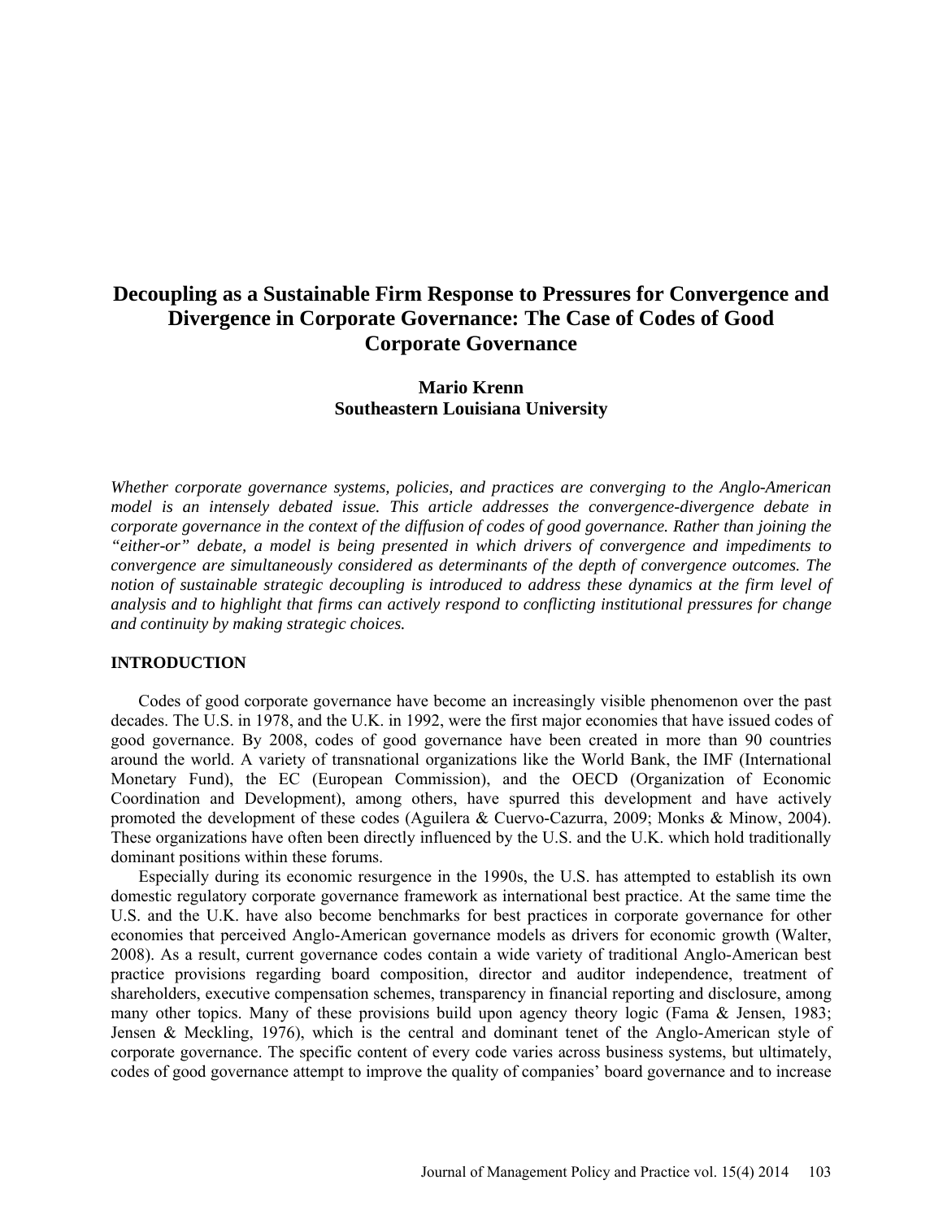# Decoupling as a Sustainable Firm Response to Pressures for Convergence and Divergence in Corporate Governance: The Case of Codes of Good Corporate Governance

**Mario Krenn**
**Southeastern Louisiana University**

*Whether corporate governance systems, policies, and practices are converging to the Anglo-American model is an intensely debated issue. This article addresses the convergence-divergence debate in corporate governance in the context of the diffusion of codes of good governance. Rather than joining the "either-or" debate, a model is being presented in which drivers of convergence and impediments to convergence are simultaneously considered as determinants of the depth of convergence outcomes. The notion of sustainable strategic decoupling is introduced to address these dynamics at the firm level of analysis and to highlight that firms can actively respond to conflicting institutional pressures for change and continuity by making strategic choices.*

## INTRODUCTION

Codes of good corporate governance have become an increasingly visible phenomenon over the past decades. The U.S. in 1978, and the U.K. in 1992, were the first major economies that have issued codes of good governance. By 2008, codes of good governance have been created in more than 90 countries around the world. A variety of transnational organizations like the World Bank, the IMF (International Monetary Fund), the EC (European Commission), and the OECD (Organization of Economic Coordination and Development), among others, have spurred this development and have actively promoted the development of these codes (Aguilera & Cuervo-Cazurra, 2009; Monks & Minow, 2004). These organizations have often been directly influenced by the U.S. and the U.K. which hold traditionally dominant positions within these forums.

Especially during its economic resurgence in the 1990s, the U.S. has attempted to establish its own domestic regulatory corporate governance framework as international best practice. At the same time the U.S. and the U.K. have also become benchmarks for best practices in corporate governance for other economies that perceived Anglo-American governance models as drivers for economic growth (Walter, 2008). As a result, current governance codes contain a wide variety of traditional Anglo-American best practice provisions regarding board composition, director and auditor independence, treatment of shareholders, executive compensation schemes, transparency in financial reporting and disclosure, among many other topics. Many of these provisions build upon agency theory logic (Fama & Jensen, 1983; Jensen & Meckling, 1976), which is the central and dominant tenet of the Anglo-American style of corporate governance. The specific content of every code varies across business systems, but ultimately, codes of good governance attempt to improve the quality of companies' board governance and to increase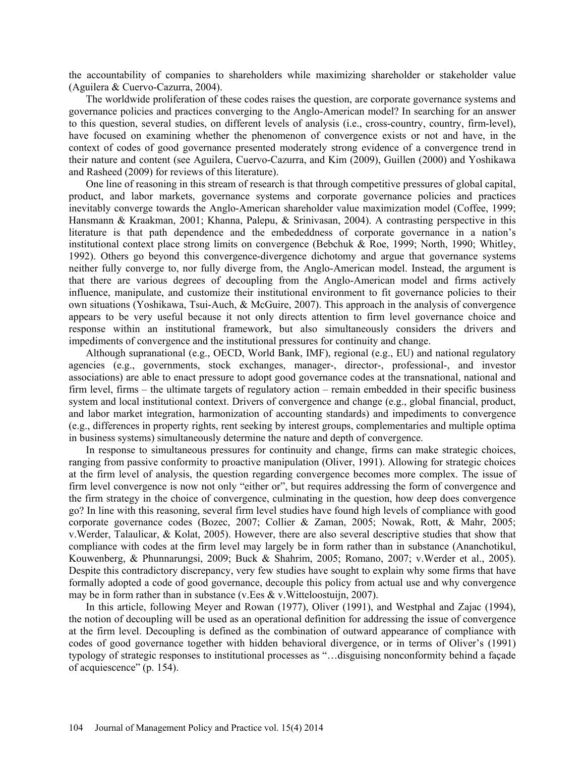the accountability of companies to shareholders while maximizing shareholder or stakeholder value (Aguilera & Cuervo-Cazurra, 2004).

The worldwide proliferation of these codes raises the question, are corporate governance systems and governance policies and practices converging to the Anglo-American model? In searching for an answer to this question, several studies, on different levels of analysis (i.e., cross-country, country, firm-level), have focused on examining whether the phenomenon of convergence exists or not and have, in the context of codes of good governance presented moderately strong evidence of a convergence trend in their nature and content (see Aguilera, Cuervo-Cazurra, and Kim (2009), Guillen (2000) and Yoshikawa and Rasheed (2009) for reviews of this literature).

One line of reasoning in this stream of research is that through competitive pressures of global capital, product, and labor markets, governance systems and corporate governance policies and practices inevitably converge towards the Anglo-American shareholder value maximization model (Coffee, 1999; Hansmann & Kraakman, 2001; Khanna, Palepu, & Srinivasan, 2004). A contrasting perspective in this literature is that path dependence and the embededdness of corporate governance in a nation's institutional context place strong limits on convergence (Bebchuk & Roe, 1999; North, 1990; Whitley, 1992). Others go beyond this convergence-divergence dichotomy and argue that governance systems neither fully converge to, nor fully diverge from, the Anglo-American model. Instead, the argument is that there are various degrees of decoupling from the Anglo-American model and firms actively influence, manipulate, and customize their institutional environment to fit governance policies to their own situations (Yoshikawa, Tsui-Auch, & McGuire, 2007). This approach in the analysis of convergence appears to be very useful because it not only directs attention to firm level governance choice and response within an institutional framework, but also simultaneously considers the drivers and impediments of convergence and the institutional pressures for continuity and change.

Although supranational (e.g., OECD, World Bank, IMF), regional (e.g., EU) and national regulatory agencies (e.g., governments, stock exchanges, manager-, director-, professional-, and investor associations) are able to enact pressure to adopt good governance codes at the transnational, national and firm level, firms – the ultimate targets of regulatory action – remain embedded in their specific business system and local institutional context. Drivers of convergence and change (e.g., global financial, product, and labor market integration, harmonization of accounting standards) and impediments to convergence (e.g., differences in property rights, rent seeking by interest groups, complementaries and multiple optima in business systems) simultaneously determine the nature and depth of convergence.

In response to simultaneous pressures for continuity and change, firms can make strategic choices, ranging from passive conformity to proactive manipulation (Oliver, 1991). Allowing for strategic choices at the firm level of analysis, the question regarding convergence becomes more complex. The issue of firm level convergence is now not only "either or", but requires addressing the form of convergence and the firm strategy in the choice of convergence, culminating in the question, how deep does convergence go? In line with this reasoning, several firm level studies have found high levels of compliance with good corporate governance codes (Bozec, 2007; Collier & Zaman, 2005; Nowak, Rott, & Mahr, 2005; v.Werder, Talaulicar, & Kolat, 2005). However, there are also several descriptive studies that show that compliance with codes at the firm level may largely be in form rather than in substance (Ananchotikul, Kouwenberg, & Phunnarungsi, 2009; Buck & Shahrim, 2005; Romano, 2007; v.Werder et al., 2005). Despite this contradictory discrepancy, very few studies have sought to explain why some firms that have formally adopted a code of good governance, decouple this policy from actual use and why convergence may be in form rather than in substance (v.Ees & v.Witteloostuijn, 2007).

In this article, following Meyer and Rowan (1977), Oliver (1991), and Westphal and Zajac (1994), the notion of decoupling will be used as an operational definition for addressing the issue of convergence at the firm level. Decoupling is defined as the combination of outward appearance of compliance with codes of good governance together with hidden behavioral divergence, or in terms of Oliver's (1991) typology of strategic responses to institutional processes as "…disguising nonconformity behind a façade of acquiescence" (p. 154).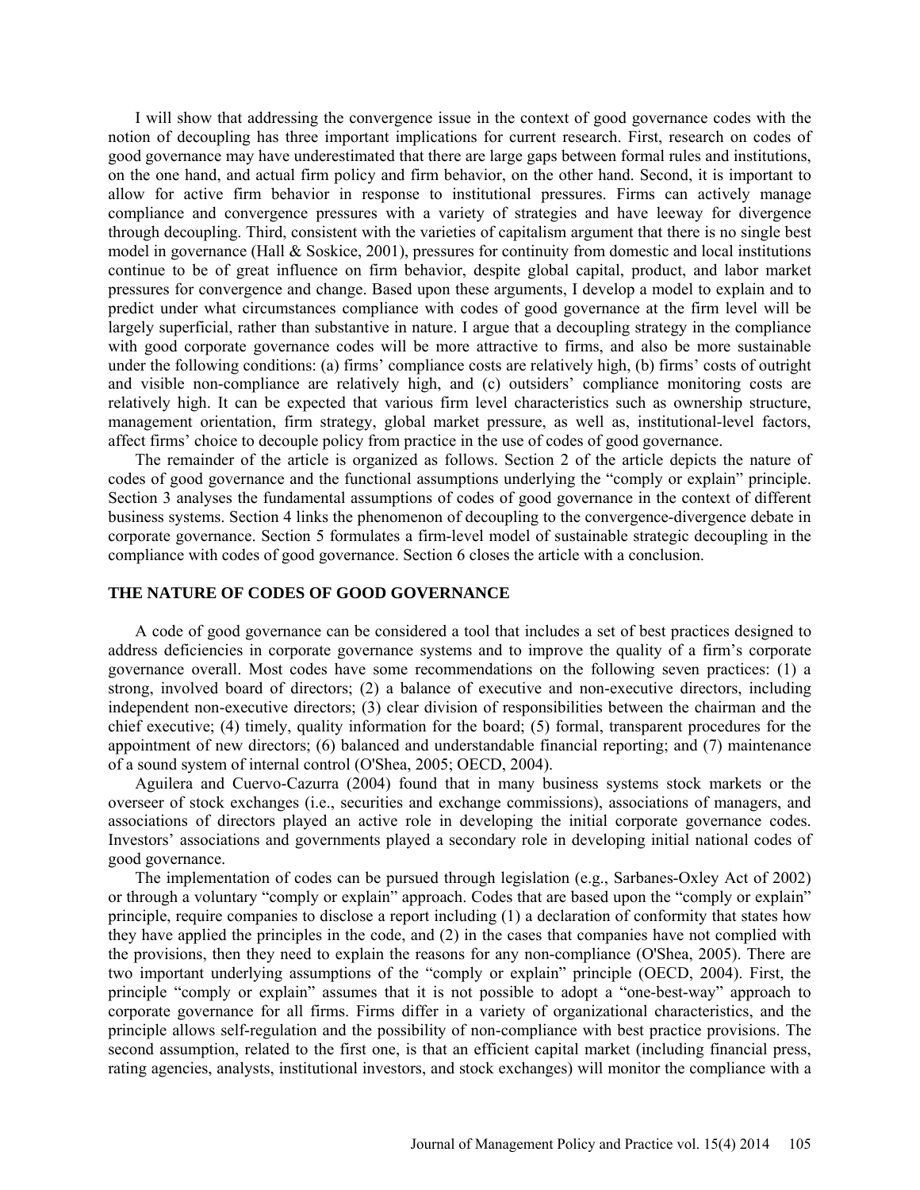I will show that addressing the convergence issue in the context of good governance codes with the notion of decoupling has three important implications for current research. First, research on codes of good governance may have underestimated that there are large gaps between formal rules and institutions, on the one hand, and actual firm policy and firm behavior, on the other hand. Second, it is important to allow for active firm behavior in response to institutional pressures. Firms can actively manage compliance and convergence pressures with a variety of strategies and have leeway for divergence through decoupling. Third, consistent with the varieties of capitalism argument that there is no single best model in governance (Hall & Soskice, 2001), pressures for continuity from domestic and local institutions continue to be of great influence on firm behavior, despite global capital, product, and labor market pressures for convergence and change. Based upon these arguments, I develop a model to explain and to predict under what circumstances compliance with codes of good governance at the firm level will be largely superficial, rather than substantive in nature. I argue that a decoupling strategy in the compliance with good corporate governance codes will be more attractive to firms, and also be more sustainable under the following conditions: (a) firms' compliance costs are relatively high, (b) firms' costs of outright and visible non-compliance are relatively high, and (c) outsiders' compliance monitoring costs are relatively high. It can be expected that various firm level characteristics such as ownership structure, management orientation, firm strategy, global market pressure, as well as, institutional-level factors, affect firms' choice to decouple policy from practice in the use of codes of good governance.

The remainder of the article is organized as follows. Section 2 of the article depicts the nature of codes of good governance and the functional assumptions underlying the "comply or explain" principle. Section 3 analyses the fundamental assumptions of codes of good governance in the context of different business systems. Section 4 links the phenomenon of decoupling to the convergence-divergence debate in corporate governance. Section 5 formulates a firm-level model of sustainable strategic decoupling in the compliance with codes of good governance. Section 6 closes the article with a conclusion.

## THE NATURE OF CODES OF GOOD GOVERNANCE

A code of good governance can be considered a tool that includes a set of best practices designed to address deficiencies in corporate governance systems and to improve the quality of a firm's corporate governance overall. Most codes have some recommendations on the following seven practices: (1) a strong, involved board of directors; (2) a balance of executive and non-executive directors, including independent non-executive directors; (3) clear division of responsibilities between the chairman and the chief executive; (4) timely, quality information for the board; (5) formal, transparent procedures for the appointment of new directors; (6) balanced and understandable financial reporting; and (7) maintenance of a sound system of internal control (O'Shea, 2005; OECD, 2004).

Aguilera and Cuervo-Cazurra (2004) found that in many business systems stock markets or the overseer of stock exchanges (i.e., securities and exchange commissions), associations of managers, and associations of directors played an active role in developing the initial corporate governance codes. Investors' associations and governments played a secondary role in developing initial national codes of good governance.

The implementation of codes can be pursued through legislation (e.g., Sarbanes-Oxley Act of 2002) or through a voluntary "comply or explain" approach. Codes that are based upon the "comply or explain" principle, require companies to disclose a report including (1) a declaration of conformity that states how they have applied the principles in the code, and (2) in the cases that companies have not complied with the provisions, then they need to explain the reasons for any non-compliance (O'Shea, 2005). There are two important underlying assumptions of the "comply or explain" principle (OECD, 2004). First, the principle "comply or explain" assumes that it is not possible to adopt a "one-best-way" approach to corporate governance for all firms. Firms differ in a variety of organizational characteristics, and the principle allows self-regulation and the possibility of non-compliance with best practice provisions. The second assumption, related to the first one, is that an efficient capital market (including financial press, rating agencies, analysts, institutional investors, and stock exchanges) will monitor the compliance with a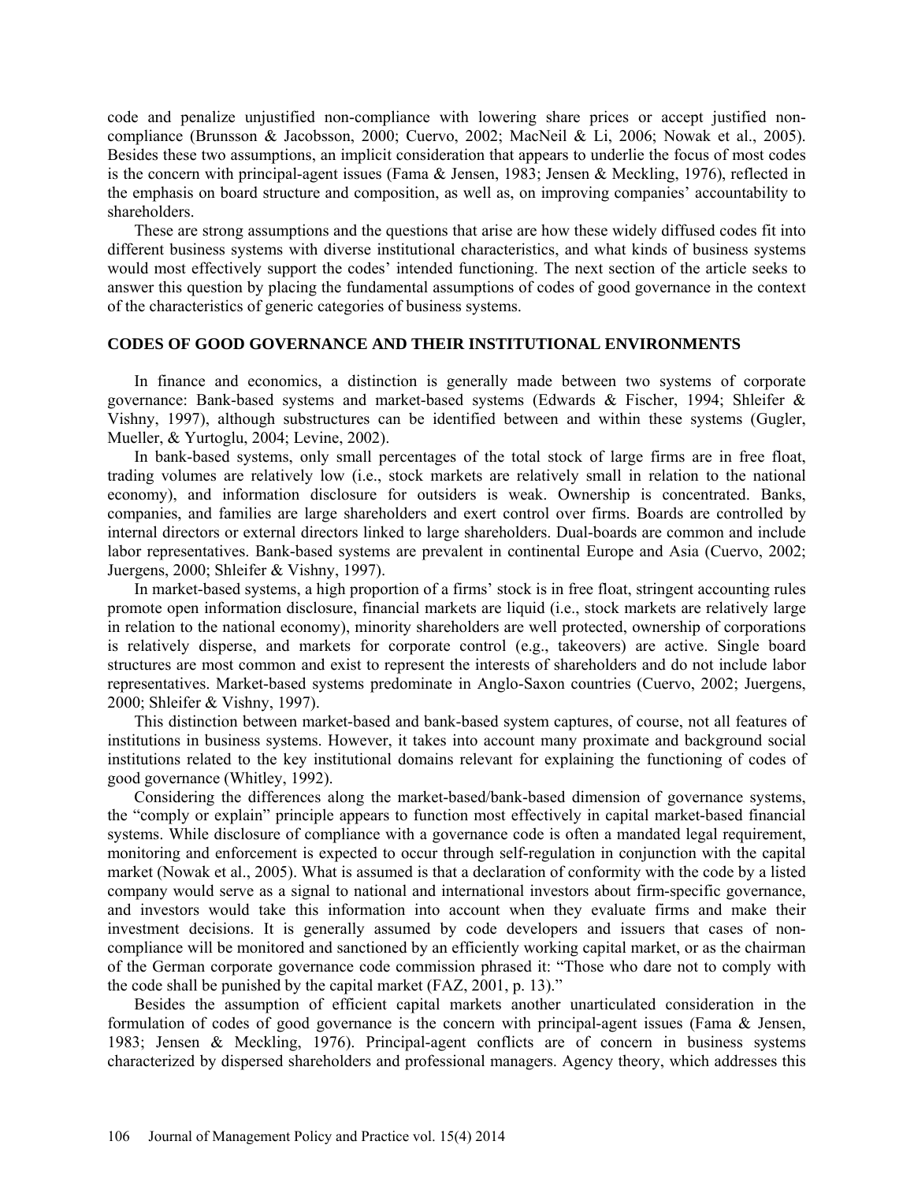code and penalize unjustified non-compliance with lowering share prices or accept justified non-compliance (Brunsson & Jacobsson, 2000; Cuervo, 2002; MacNeil & Li, 2006; Nowak et al., 2005). Besides these two assumptions, an implicit consideration that appears to underlie the focus of most codes is the concern with principal-agent issues (Fama & Jensen, 1983; Jensen & Meckling, 1976), reflected in the emphasis on board structure and composition, as well as, on improving companies' accountability to shareholders.

These are strong assumptions and the questions that arise are how these widely diffused codes fit into different business systems with diverse institutional characteristics, and what kinds of business systems would most effectively support the codes' intended functioning. The next section of the article seeks to answer this question by placing the fundamental assumptions of codes of good governance in the context of the characteristics of generic categories of business systems.

## CODES OF GOOD GOVERNANCE AND THEIR INSTITUTIONAL ENVIRONMENTS

In finance and economics, a distinction is generally made between two systems of corporate governance: Bank-based systems and market-based systems (Edwards & Fischer, 1994; Shleifer & Vishny, 1997), although substructures can be identified between and within these systems (Gugler, Mueller, & Yurtoglu, 2004; Levine, 2002).

In bank-based systems, only small percentages of the total stock of large firms are in free float, trading volumes are relatively low (i.e., stock markets are relatively small in relation to the national economy), and information disclosure for outsiders is weak. Ownership is concentrated. Banks, companies, and families are large shareholders and exert control over firms. Boards are controlled by internal directors or external directors linked to large shareholders. Dual-boards are common and include labor representatives. Bank-based systems are prevalent in continental Europe and Asia (Cuervo, 2002; Juergens, 2000; Shleifer & Vishny, 1997).

In market-based systems, a high proportion of a firms' stock is in free float, stringent accounting rules promote open information disclosure, financial markets are liquid (i.e., stock markets are relatively large in relation to the national economy), minority shareholders are well protected, ownership of corporations is relatively disperse, and markets for corporate control (e.g., takeovers) are active. Single board structures are most common and exist to represent the interests of shareholders and do not include labor representatives. Market-based systems predominate in Anglo-Saxon countries (Cuervo, 2002; Juergens, 2000; Shleifer & Vishny, 1997).

This distinction between market-based and bank-based system captures, of course, not all features of institutions in business systems. However, it takes into account many proximate and background social institutions related to the key institutional domains relevant for explaining the functioning of codes of good governance (Whitley, 1992).

Considering the differences along the market-based/bank-based dimension of governance systems, the "comply or explain" principle appears to function most effectively in capital market-based financial systems. While disclosure of compliance with a governance code is often a mandated legal requirement, monitoring and enforcement is expected to occur through self-regulation in conjunction with the capital market (Nowak et al., 2005). What is assumed is that a declaration of conformity with the code by a listed company would serve as a signal to national and international investors about firm-specific governance, and investors would take this information into account when they evaluate firms and make their investment decisions. It is generally assumed by code developers and issuers that cases of non-compliance will be monitored and sanctioned by an efficiently working capital market, or as the chairman of the German corporate governance code commission phrased it: "Those who dare not to comply with the code shall be punished by the capital market (FAZ, 2001, p. 13)."

Besides the assumption of efficient capital markets another unarticulated consideration in the formulation of codes of good governance is the concern with principal-agent issues (Fama & Jensen, 1983; Jensen & Meckling, 1976). Principal-agent conflicts are of concern in business systems characterized by dispersed shareholders and professional managers. Agency theory, which addresses this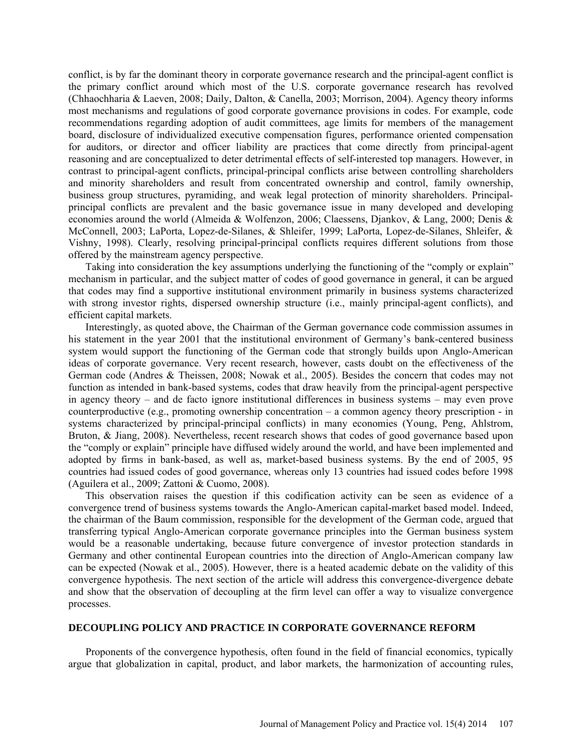conflict, is by far the dominant theory in corporate governance research and the principal-agent conflict is the primary conflict around which most of the U.S. corporate governance research has revolved (Chhaochharia & Laeven, 2008; Daily, Dalton, & Canella, 2003; Morrison, 2004). Agency theory informs most mechanisms and regulations of good corporate governance provisions in codes. For example, code recommendations regarding adoption of audit committees, age limits for members of the management board, disclosure of individualized executive compensation figures, performance oriented compensation for auditors, or director and officer liability are practices that come directly from principal-agent reasoning and are conceptualized to deter detrimental effects of self-interested top managers. However, in contrast to principal-agent conflicts, principal-principal conflicts arise between controlling shareholders and minority shareholders and result from concentrated ownership and control, family ownership, business group structures, pyramiding, and weak legal protection of minority shareholders. Principal-principal conflicts are prevalent and the basic governance issue in many developed and developing economies around the world (Almeida & Wolfenzon, 2006; Claessens, Djankov, & Lang, 2000; Denis & McConnell, 2003; LaPorta, Lopez-de-Silanes, & Shleifer, 1999; LaPorta, Lopez-de-Silanes, Shleifer, & Vishny, 1998). Clearly, resolving principal-principal conflicts requires different solutions from those offered by the mainstream agency perspective.

Taking into consideration the key assumptions underlying the functioning of the "comply or explain" mechanism in particular, and the subject matter of codes of good governance in general, it can be argued that codes may find a supportive institutional environment primarily in business systems characterized with strong investor rights, dispersed ownership structure (i.e., mainly principal-agent conflicts), and efficient capital markets.

Interestingly, as quoted above, the Chairman of the German governance code commission assumes in his statement in the year 2001 that the institutional environment of Germany's bank-centered business system would support the functioning of the German code that strongly builds upon Anglo-American ideas of corporate governance. Very recent research, however, casts doubt on the effectiveness of the German code (Andres & Theissen, 2008; Nowak et al., 2005). Besides the concern that codes may not function as intended in bank-based systems, codes that draw heavily from the principal-agent perspective in agency theory – and de facto ignore institutional differences in business systems – may even prove counterproductive (e.g., promoting ownership concentration – a common agency theory prescription - in systems characterized by principal-principal conflicts) in many economies (Young, Peng, Ahlstrom, Bruton, & Jiang, 2008). Nevertheless, recent research shows that codes of good governance based upon the "comply or explain" principle have diffused widely around the world, and have been implemented and adopted by firms in bank-based, as well as, market-based business systems. By the end of 2005, 95 countries had issued codes of good governance, whereas only 13 countries had issued codes before 1998 (Aguilera et al., 2009; Zattoni & Cuomo, 2008).

This observation raises the question if this codification activity can be seen as evidence of a convergence trend of business systems towards the Anglo-American capital-market based model. Indeed, the chairman of the Baum commission, responsible for the development of the German code, argued that transferring typical Anglo-American corporate governance principles into the German business system would be a reasonable undertaking, because future convergence of investor protection standards in Germany and other continental European countries into the direction of Anglo-American company law can be expected (Nowak et al., 2005). However, there is a heated academic debate on the validity of this convergence hypothesis. The next section of the article will address this convergence-divergence debate and show that the observation of decoupling at the firm level can offer a way to visualize convergence processes.

## DECOUPLING POLICY AND PRACTICE IN CORPORATE GOVERNANCE REFORM

Proponents of the convergence hypothesis, often found in the field of financial economics, typically argue that globalization in capital, product, and labor markets, the harmonization of accounting rules,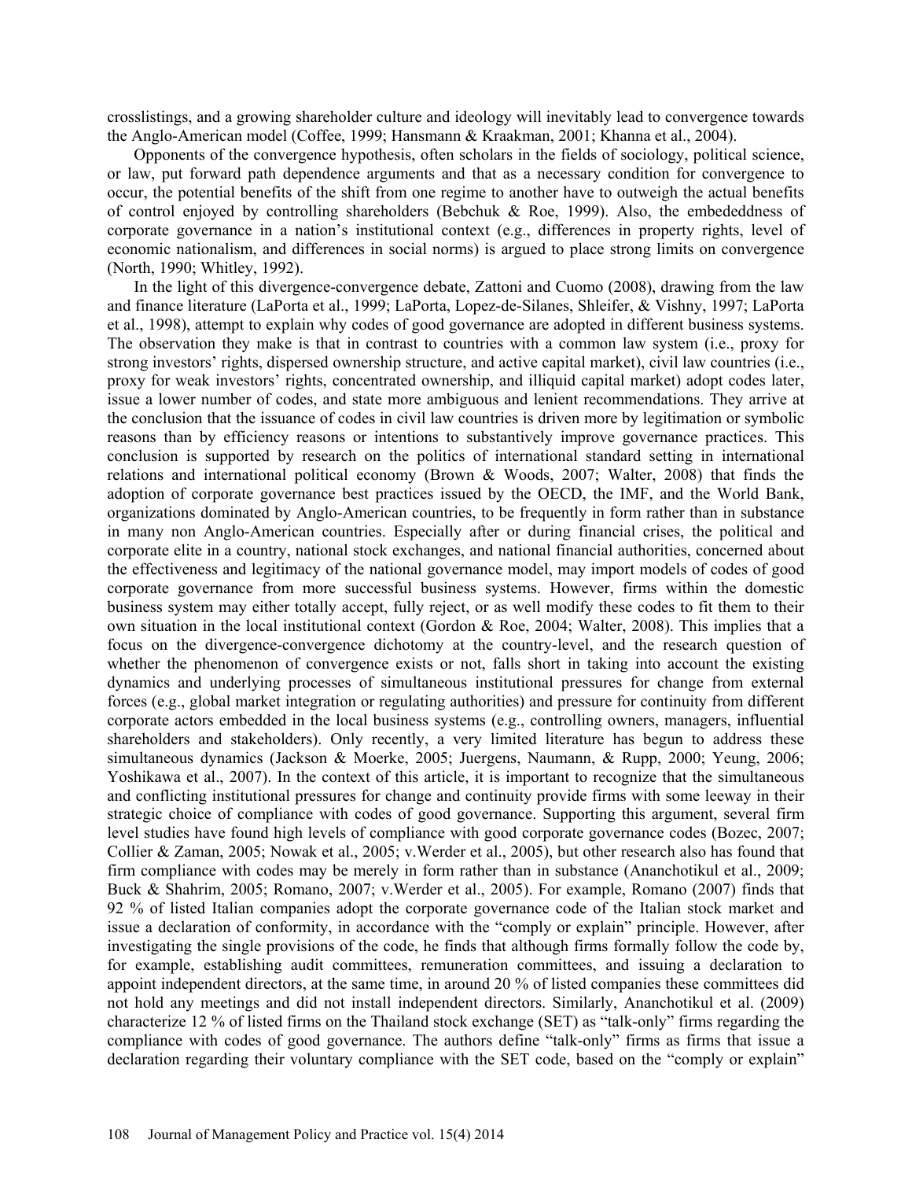crosslistings, and a growing shareholder culture and ideology will inevitably lead to convergence towards the Anglo-American model (Coffee, 1999; Hansmann & Kraakman, 2001; Khanna et al., 2004).

Opponents of the convergence hypothesis, often scholars in the fields of sociology, political science, or law, put forward path dependence arguments and that as a necessary condition for convergence to occur, the potential benefits of the shift from one regime to another have to outweigh the actual benefits of control enjoyed by controlling shareholders (Bebchuk & Roe, 1999). Also, the embededdness of corporate governance in a nation's institutional context (e.g., differences in property rights, level of economic nationalism, and differences in social norms) is argued to place strong limits on convergence (North, 1990; Whitley, 1992).

In the light of this divergence-convergence debate, Zattoni and Cuomo (2008), drawing from the law and finance literature (LaPorta et al., 1999; LaPorta, Lopez-de-Silanes, Shleifer, & Vishny, 1997; LaPorta et al., 1998), attempt to explain why codes of good governance are adopted in different business systems. The observation they make is that in contrast to countries with a common law system (i.e., proxy for strong investors' rights, dispersed ownership structure, and active capital market), civil law countries (i.e., proxy for weak investors' rights, concentrated ownership, and illiquid capital market) adopt codes later, issue a lower number of codes, and state more ambiguous and lenient recommendations. They arrive at the conclusion that the issuance of codes in civil law countries is driven more by legitimation or symbolic reasons than by efficiency reasons or intentions to substantively improve governance practices. This conclusion is supported by research on the politics of international standard setting in international relations and international political economy (Brown & Woods, 2007; Walter, 2008) that finds the adoption of corporate governance best practices issued by the OECD, the IMF, and the World Bank, organizations dominated by Anglo-American countries, to be frequently in form rather than in substance in many non Anglo-American countries. Especially after or during financial crises, the political and corporate elite in a country, national stock exchanges, and national financial authorities, concerned about the effectiveness and legitimacy of the national governance model, may import models of codes of good corporate governance from more successful business systems. However, firms within the domestic business system may either totally accept, fully reject, or as well modify these codes to fit them to their own situation in the local institutional context (Gordon & Roe, 2004; Walter, 2008). This implies that a focus on the divergence-convergence dichotomy at the country-level, and the research question of whether the phenomenon of convergence exists or not, falls short in taking into account the existing dynamics and underlying processes of simultaneous institutional pressures for change from external forces (e.g., global market integration or regulating authorities) and pressure for continuity from different corporate actors embedded in the local business systems (e.g., controlling owners, managers, influential shareholders and stakeholders). Only recently, a very limited literature has begun to address these simultaneous dynamics (Jackson & Moerke, 2005; Juergens, Naumann, & Rupp, 2000; Yeung, 2006; Yoshikawa et al., 2007). In the context of this article, it is important to recognize that the simultaneous and conflicting institutional pressures for change and continuity provide firms with some leeway in their strategic choice of compliance with codes of good governance. Supporting this argument, several firm level studies have found high levels of compliance with good corporate governance codes (Bozec, 2007; Collier & Zaman, 2005; Nowak et al., 2005; v.Werder et al., 2005), but other research also has found that firm compliance with codes may be merely in form rather than in substance (Ananchotikul et al., 2009; Buck & Shahrim, 2005; Romano, 2007; v.Werder et al., 2005). For example, Romano (2007) finds that 92 % of listed Italian companies adopt the corporate governance code of the Italian stock market and issue a declaration of conformity, in accordance with the "comply or explain" principle. However, after investigating the single provisions of the code, he finds that although firms formally follow the code by, for example, establishing audit committees, remuneration committees, and issuing a declaration to appoint independent directors, at the same time, in around 20 % of listed companies these committees did not hold any meetings and did not install independent directors. Similarly, Ananchotikul et al. (2009) characterize 12 % of listed firms on the Thailand stock exchange (SET) as "talk-only" firms regarding the compliance with codes of good governance. The authors define "talk-only" firms as firms that issue a declaration regarding their voluntary compliance with the SET code, based on the "comply or explain"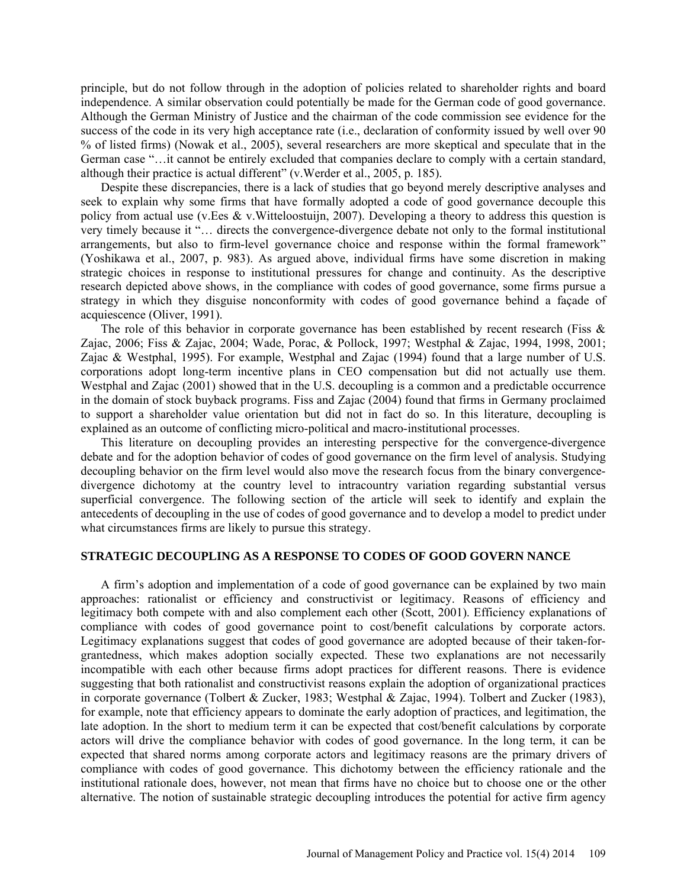principle, but do not follow through in the adoption of policies related to shareholder rights and board independence. A similar observation could potentially be made for the German code of good governance. Although the German Ministry of Justice and the chairman of the code commission see evidence for the success of the code in its very high acceptance rate (i.e., declaration of conformity issued by well over 90 % of listed firms) (Nowak et al., 2005), several researchers are more skeptical and speculate that in the German case "…it cannot be entirely excluded that companies declare to comply with a certain standard, although their practice is actual different" (v.Werder et al., 2005, p. 185).

Despite these discrepancies, there is a lack of studies that go beyond merely descriptive analyses and seek to explain why some firms that have formally adopted a code of good governance decouple this policy from actual use (v.Ees & v.Witteloostuijn, 2007). Developing a theory to address this question is very timely because it "… directs the convergence-divergence debate not only to the formal institutional arrangements, but also to firm-level governance choice and response within the formal framework" (Yoshikawa et al., 2007, p. 983). As argued above, individual firms have some discretion in making strategic choices in response to institutional pressures for change and continuity. As the descriptive research depicted above shows, in the compliance with codes of good governance, some firms pursue a strategy in which they disguise nonconformity with codes of good governance behind a façade of acquiescence (Oliver, 1991).

The role of this behavior in corporate governance has been established by recent research (Fiss & Zajac, 2006; Fiss & Zajac, 2004; Wade, Porac, & Pollock, 1997; Westphal & Zajac, 1994, 1998, 2001; Zajac & Westphal, 1995). For example, Westphal and Zajac (1994) found that a large number of U.S. corporations adopt long-term incentive plans in CEO compensation but did not actually use them. Westphal and Zajac (2001) showed that in the U.S. decoupling is a common and a predictable occurrence in the domain of stock buyback programs. Fiss and Zajac (2004) found that firms in Germany proclaimed to support a shareholder value orientation but did not in fact do so. In this literature, decoupling is explained as an outcome of conflicting micro-political and macro-institutional processes.

This literature on decoupling provides an interesting perspective for the convergence-divergence debate and for the adoption behavior of codes of good governance on the firm level of analysis. Studying decoupling behavior on the firm level would also move the research focus from the binary convergence-divergence dichotomy at the country level to intracountry variation regarding substantial versus superficial convergence. The following section of the article will seek to identify and explain the antecedents of decoupling in the use of codes of good governance and to develop a model to predict under what circumstances firms are likely to pursue this strategy.

## STRATEGIC DECOUPLING AS A RESPONSE TO CODES OF GOOD GOVERN NANCE

A firm's adoption and implementation of a code of good governance can be explained by two main approaches: rationalist or efficiency and constructivist or legitimacy. Reasons of efficiency and legitimacy both compete with and also complement each other (Scott, 2001). Efficiency explanations of compliance with codes of good governance point to cost/benefit calculations by corporate actors. Legitimacy explanations suggest that codes of good governance are adopted because of their taken-for-grantedness, which makes adoption socially expected. These two explanations are not necessarily incompatible with each other because firms adopt practices for different reasons. There is evidence suggesting that both rationalist and constructivist reasons explain the adoption of organizational practices in corporate governance (Tolbert & Zucker, 1983; Westphal & Zajac, 1994). Tolbert and Zucker (1983), for example, note that efficiency appears to dominate the early adoption of practices, and legitimation, the late adoption. In the short to medium term it can be expected that cost/benefit calculations by corporate actors will drive the compliance behavior with codes of good governance. In the long term, it can be expected that shared norms among corporate actors and legitimacy reasons are the primary drivers of compliance with codes of good governance. This dichotomy between the efficiency rationale and the institutional rationale does, however, not mean that firms have no choice but to choose one or the other alternative. The notion of sustainable strategic decoupling introduces the potential for active firm agency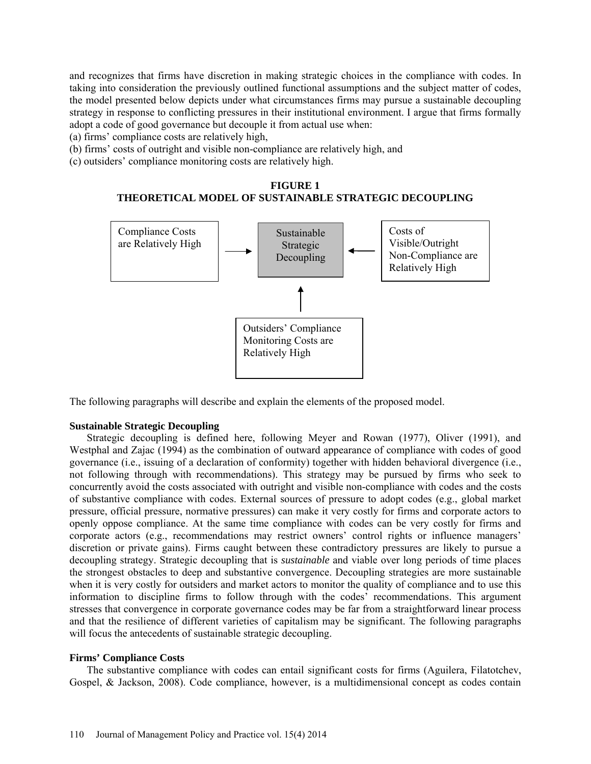and recognizes that firms have discretion in making strategic choices in the compliance with codes. In taking into consideration the previously outlined functional assumptions and the subject matter of codes, the model presented below depicts under what circumstances firms may pursue a sustainable decoupling strategy in response to conflicting pressures in their institutional environment. I argue that firms formally adopt a code of good governance but decouple it from actual use when:

(a) firms' compliance costs are relatively high,
(b) firms' costs of outright and visible non-compliance are relatively high, and
(c) outsiders' compliance monitoring costs are relatively high.

**FIGURE 1**
**THEORETICAL MODEL OF SUSTAINABLE STRATEGIC DECOUPLING**

Compliance Costs are Relatively High → Sustainable Strategic Decoupling ← Costs of Visible/Outright Non-Compliance are Relatively High

Outsiders' Compliance Monitoring Costs are Relatively High ↑ (to Sustainable Strategic Decoupling)

The following paragraphs will describe and explain the elements of the proposed model.

**Sustainable Strategic Decoupling**

Strategic decoupling is defined here, following Meyer and Rowan (1977), Oliver (1991), and Westphal and Zajac (1994) as the combination of outward appearance of compliance with codes of good governance (i.e., issuing of a declaration of conformity) together with hidden behavioral divergence (i.e., not following through with recommendations). This strategy may be pursued by firms who seek to concurrently avoid the costs associated with outright and visible non-compliance with codes and the costs of substantive compliance with codes. External sources of pressure to adopt codes (e.g., global market pressure, official pressure, normative pressures) can make it very costly for firms and corporate actors to openly oppose compliance. At the same time compliance with codes can be very costly for firms and corporate actors (e.g., recommendations may restrict owners' control rights or influence managers' discretion or private gains). Firms caught between these contradictory pressures are likely to pursue a decoupling strategy. Strategic decoupling that is *sustainable* and viable over long periods of time places the strongest obstacles to deep and substantive convergence. Decoupling strategies are more sustainable when it is very costly for outsiders and market actors to monitor the quality of compliance and to use this information to discipline firms to follow through with the codes' recommendations. This argument stresses that convergence in corporate governance codes may be far from a straightforward linear process and that the resilience of different varieties of capitalism may be significant. The following paragraphs will focus the antecedents of sustainable strategic decoupling.

**Firms' Compliance Costs**

The substantive compliance with codes can entail significant costs for firms (Aguilera, Filatotchev, Gospel, & Jackson, 2008). Code compliance, however, is a multidimensional concept as codes contain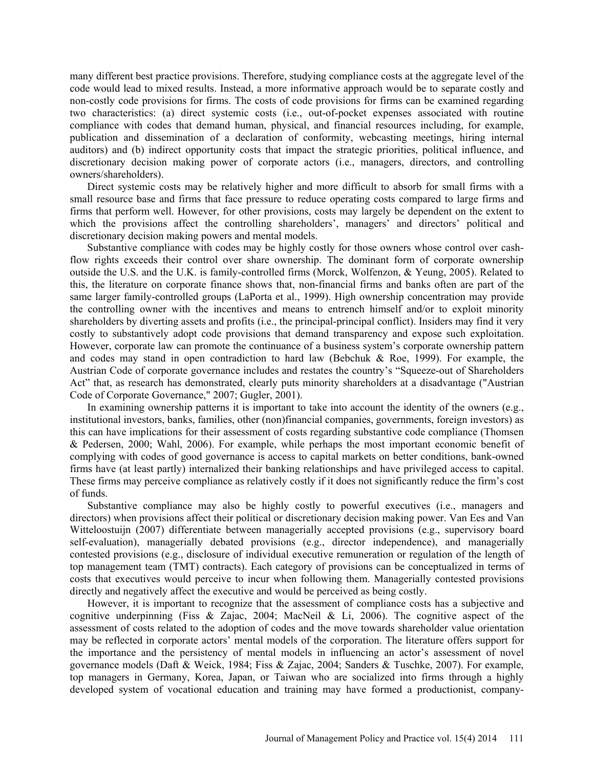many different best practice provisions. Therefore, studying compliance costs at the aggregate level of the code would lead to mixed results. Instead, a more informative approach would be to separate costly and non-costly code provisions for firms. The costs of code provisions for firms can be examined regarding two characteristics: (a) direct systemic costs (i.e., out-of-pocket expenses associated with routine compliance with codes that demand human, physical, and financial resources including, for example, publication and dissemination of a declaration of conformity, webcasting meetings, hiring internal auditors) and (b) indirect opportunity costs that impact the strategic priorities, political influence, and discretionary decision making power of corporate actors (i.e., managers, directors, and controlling owners/shareholders).

Direct systemic costs may be relatively higher and more difficult to absorb for small firms with a small resource base and firms that face pressure to reduce operating costs compared to large firms and firms that perform well. However, for other provisions, costs may largely be dependent on the extent to which the provisions affect the controlling shareholders', managers' and directors' political and discretionary decision making powers and mental models.

Substantive compliance with codes may be highly costly for those owners whose control over cash-flow rights exceeds their control over share ownership. The dominant form of corporate ownership outside the U.S. and the U.K. is family-controlled firms (Morck, Wolfenzon, & Yeung, 2005). Related to this, the literature on corporate finance shows that, non-financial firms and banks often are part of the same larger family-controlled groups (LaPorta et al., 1999). High ownership concentration may provide the controlling owner with the incentives and means to entrench himself and/or to exploit minority shareholders by diverting assets and profits (i.e., the principal-principal conflict). Insiders may find it very costly to substantively adopt code provisions that demand transparency and expose such exploitation. However, corporate law can promote the continuance of a business system's corporate ownership pattern and codes may stand in open contradiction to hard law (Bebchuk & Roe, 1999). For example, the Austrian Code of corporate governance includes and restates the country's "Squeeze-out of Shareholders Act" that, as research has demonstrated, clearly puts minority shareholders at a disadvantage ("Austrian Code of Corporate Governance," 2007; Gugler, 2001).

In examining ownership patterns it is important to take into account the identity of the owners (e.g., institutional investors, banks, families, other (non)financial companies, governments, foreign investors) as this can have implications for their assessment of costs regarding substantive code compliance (Thomsen & Pedersen, 2000; Wahl, 2006). For example, while perhaps the most important economic benefit of complying with codes of good governance is access to capital markets on better conditions, bank-owned firms have (at least partly) internalized their banking relationships and have privileged access to capital. These firms may perceive compliance as relatively costly if it does not significantly reduce the firm's cost of funds.

Substantive compliance may also be highly costly to powerful executives (i.e., managers and directors) when provisions affect their political or discretionary decision making power. Van Ees and Van Witteloostuijn (2007) differentiate between managerially accepted provisions (e.g., supervisory board self-evaluation), managerially debated provisions (e.g., director independence), and managerially contested provisions (e.g., disclosure of individual executive remuneration or regulation of the length of top management team (TMT) contracts). Each category of provisions can be conceptualized in terms of costs that executives would perceive to incur when following them. Managerially contested provisions directly and negatively affect the executive and would be perceived as being costly.

However, it is important to recognize that the assessment of compliance costs has a subjective and cognitive underpinning (Fiss & Zajac, 2004; MacNeil & Li, 2006). The cognitive aspect of the assessment of costs related to the adoption of codes and the move towards shareholder value orientation may be reflected in corporate actors' mental models of the corporation. The literature offers support for the importance and the persistency of mental models in influencing an actor's assessment of novel governance models (Daft & Weick, 1984; Fiss & Zajac, 2004; Sanders & Tuschke, 2007). For example, top managers in Germany, Korea, Japan, or Taiwan who are socialized into firms through a highly developed system of vocational education and training may have formed a productionist, company-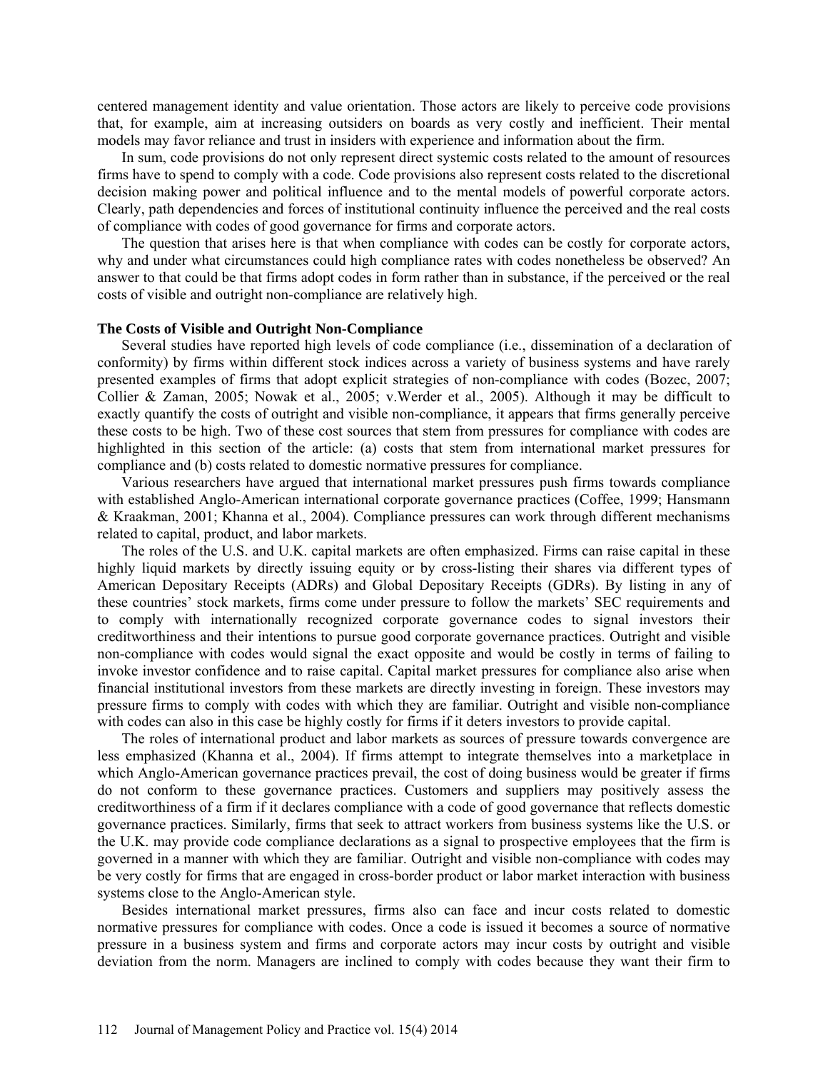centered management identity and value orientation. Those actors are likely to perceive code provisions that, for example, aim at increasing outsiders on boards as very costly and inefficient. Their mental models may favor reliance and trust in insiders with experience and information about the firm.

In sum, code provisions do not only represent direct systemic costs related to the amount of resources firms have to spend to comply with a code. Code provisions also represent costs related to the discretional decision making power and political influence and to the mental models of powerful corporate actors. Clearly, path dependencies and forces of institutional continuity influence the perceived and the real costs of compliance with codes of good governance for firms and corporate actors.

The question that arises here is that when compliance with codes can be costly for corporate actors, why and under what circumstances could high compliance rates with codes nonetheless be observed? An answer to that could be that firms adopt codes in form rather than in substance, if the perceived or the real costs of visible and outright non-compliance are relatively high.

**The Costs of Visible and Outright Non-Compliance**

Several studies have reported high levels of code compliance (i.e., dissemination of a declaration of conformity) by firms within different stock indices across a variety of business systems and have rarely presented examples of firms that adopt explicit strategies of non-compliance with codes (Bozec, 2007; Collier & Zaman, 2005; Nowak et al., 2005; v.Werder et al., 2005). Although it may be difficult to exactly quantify the costs of outright and visible non-compliance, it appears that firms generally perceive these costs to be high. Two of these cost sources that stem from pressures for compliance with codes are highlighted in this section of the article: (a) costs that stem from international market pressures for compliance and (b) costs related to domestic normative pressures for compliance.

Various researchers have argued that international market pressures push firms towards compliance with established Anglo-American international corporate governance practices (Coffee, 1999; Hansmann & Kraakman, 2001; Khanna et al., 2004). Compliance pressures can work through different mechanisms related to capital, product, and labor markets.

The roles of the U.S. and U.K. capital markets are often emphasized. Firms can raise capital in these highly liquid markets by directly issuing equity or by cross-listing their shares via different types of American Depositary Receipts (ADRs) and Global Depositary Receipts (GDRs). By listing in any of these countries' stock markets, firms come under pressure to follow the markets' SEC requirements and to comply with internationally recognized corporate governance codes to signal investors their creditworthiness and their intentions to pursue good corporate governance practices. Outright and visible non-compliance with codes would signal the exact opposite and would be costly in terms of failing to invoke investor confidence and to raise capital. Capital market pressures for compliance also arise when financial institutional investors from these markets are directly investing in foreign. These investors may pressure firms to comply with codes with which they are familiar. Outright and visible non-compliance with codes can also in this case be highly costly for firms if it deters investors to provide capital.

The roles of international product and labor markets as sources of pressure towards convergence are less emphasized (Khanna et al., 2004). If firms attempt to integrate themselves into a marketplace in which Anglo-American governance practices prevail, the cost of doing business would be greater if firms do not conform to these governance practices. Customers and suppliers may positively assess the creditworthiness of a firm if it declares compliance with a code of good governance that reflects domestic governance practices. Similarly, firms that seek to attract workers from business systems like the U.S. or the U.K. may provide code compliance declarations as a signal to prospective employees that the firm is governed in a manner with which they are familiar. Outright and visible non-compliance with codes may be very costly for firms that are engaged in cross-border product or labor market interaction with business systems close to the Anglo-American style.

Besides international market pressures, firms also can face and incur costs related to domestic normative pressures for compliance with codes. Once a code is issued it becomes a source of normative pressure in a business system and firms and corporate actors may incur costs by outright and visible deviation from the norm. Managers are inclined to comply with codes because they want their firm to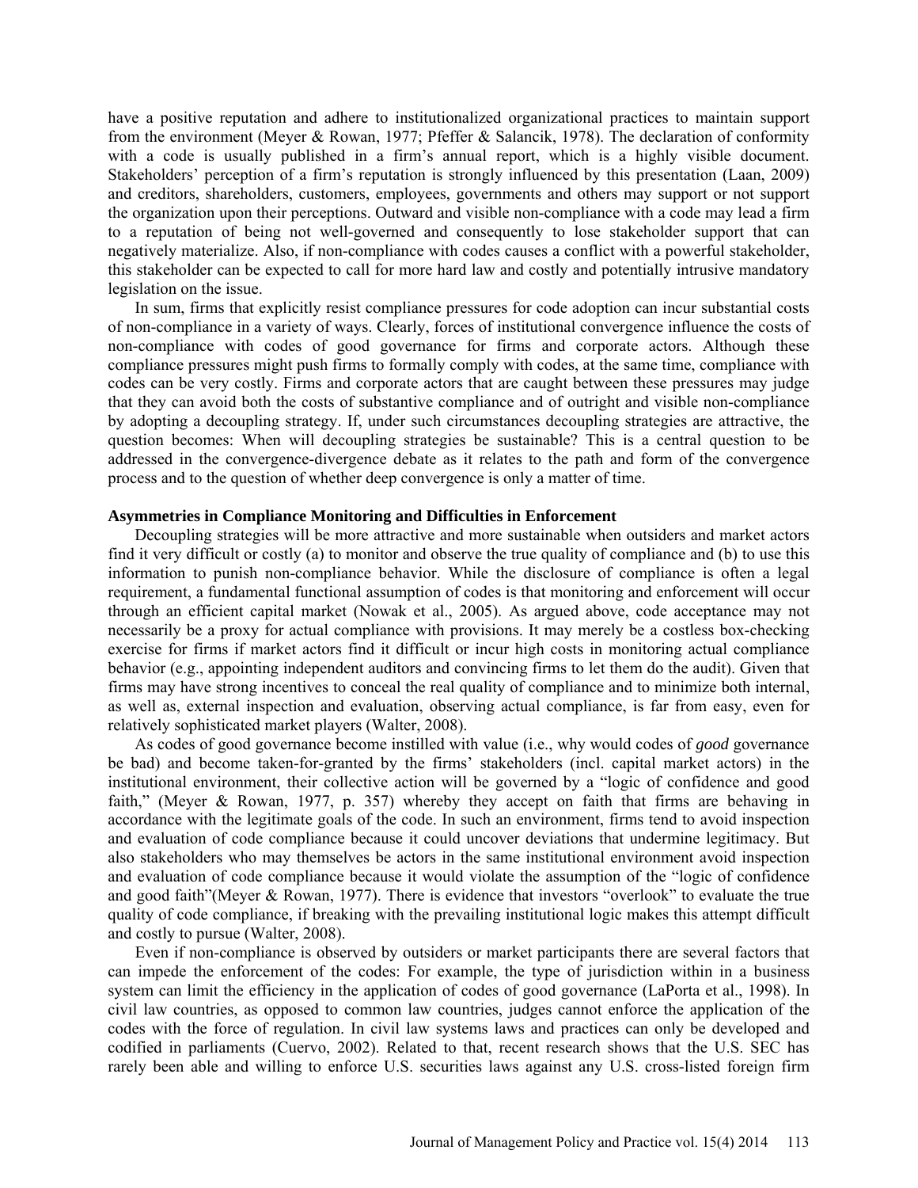have a positive reputation and adhere to institutionalized organizational practices to maintain support from the environment (Meyer & Rowan, 1977; Pfeffer & Salancik, 1978). The declaration of conformity with a code is usually published in a firm's annual report, which is a highly visible document. Stakeholders' perception of a firm's reputation is strongly influenced by this presentation (Laan, 2009) and creditors, shareholders, customers, employees, governments and others may support or not support the organization upon their perceptions. Outward and visible non-compliance with a code may lead a firm to a reputation of being not well-governed and consequently to lose stakeholder support that can negatively materialize. Also, if non-compliance with codes causes a conflict with a powerful stakeholder, this stakeholder can be expected to call for more hard law and costly and potentially intrusive mandatory legislation on the issue.

In sum, firms that explicitly resist compliance pressures for code adoption can incur substantial costs of non-compliance in a variety of ways. Clearly, forces of institutional convergence influence the costs of non-compliance with codes of good governance for firms and corporate actors. Although these compliance pressures might push firms to formally comply with codes, at the same time, compliance with codes can be very costly. Firms and corporate actors that are caught between these pressures may judge that they can avoid both the costs of substantive compliance and of outright and visible non-compliance by adopting a decoupling strategy. If, under such circumstances decoupling strategies are attractive, the question becomes: When will decoupling strategies be sustainable? This is a central question to be addressed in the convergence-divergence debate as it relates to the path and form of the convergence process and to the question of whether deep convergence is only a matter of time.

**Asymmetries in Compliance Monitoring and Difficulties in Enforcement**

Decoupling strategies will be more attractive and more sustainable when outsiders and market actors find it very difficult or costly (a) to monitor and observe the true quality of compliance and (b) to use this information to punish non-compliance behavior. While the disclosure of compliance is often a legal requirement, a fundamental functional assumption of codes is that monitoring and enforcement will occur through an efficient capital market (Nowak et al., 2005). As argued above, code acceptance may not necessarily be a proxy for actual compliance with provisions. It may merely be a costless box-checking exercise for firms if market actors find it difficult or incur high costs in monitoring actual compliance behavior (e.g., appointing independent auditors and convincing firms to let them do the audit). Given that firms may have strong incentives to conceal the real quality of compliance and to minimize both internal, as well as, external inspection and evaluation, observing actual compliance, is far from easy, even for relatively sophisticated market players (Walter, 2008).

As codes of good governance become instilled with value (i.e., why would codes of *good* governance be bad) and become taken-for-granted by the firms' stakeholders (incl. capital market actors) in the institutional environment, their collective action will be governed by a "logic of confidence and good faith," (Meyer & Rowan, 1977, p. 357) whereby they accept on faith that firms are behaving in accordance with the legitimate goals of the code. In such an environment, firms tend to avoid inspection and evaluation of code compliance because it could uncover deviations that undermine legitimacy. But also stakeholders who may themselves be actors in the same institutional environment avoid inspection and evaluation of code compliance because it would violate the assumption of the "logic of confidence and good faith"(Meyer & Rowan, 1977). There is evidence that investors "overlook" to evaluate the true quality of code compliance, if breaking with the prevailing institutional logic makes this attempt difficult and costly to pursue (Walter, 2008).

Even if non-compliance is observed by outsiders or market participants there are several factors that can impede the enforcement of the codes: For example, the type of jurisdiction within in a business system can limit the efficiency in the application of codes of good governance (LaPorta et al., 1998). In civil law countries, as opposed to common law countries, judges cannot enforce the application of the codes with the force of regulation. In civil law systems laws and practices can only be developed and codified in parliaments (Cuervo, 2002). Related to that, recent research shows that the U.S. SEC has rarely been able and willing to enforce U.S. securities laws against any U.S. cross-listed foreign firm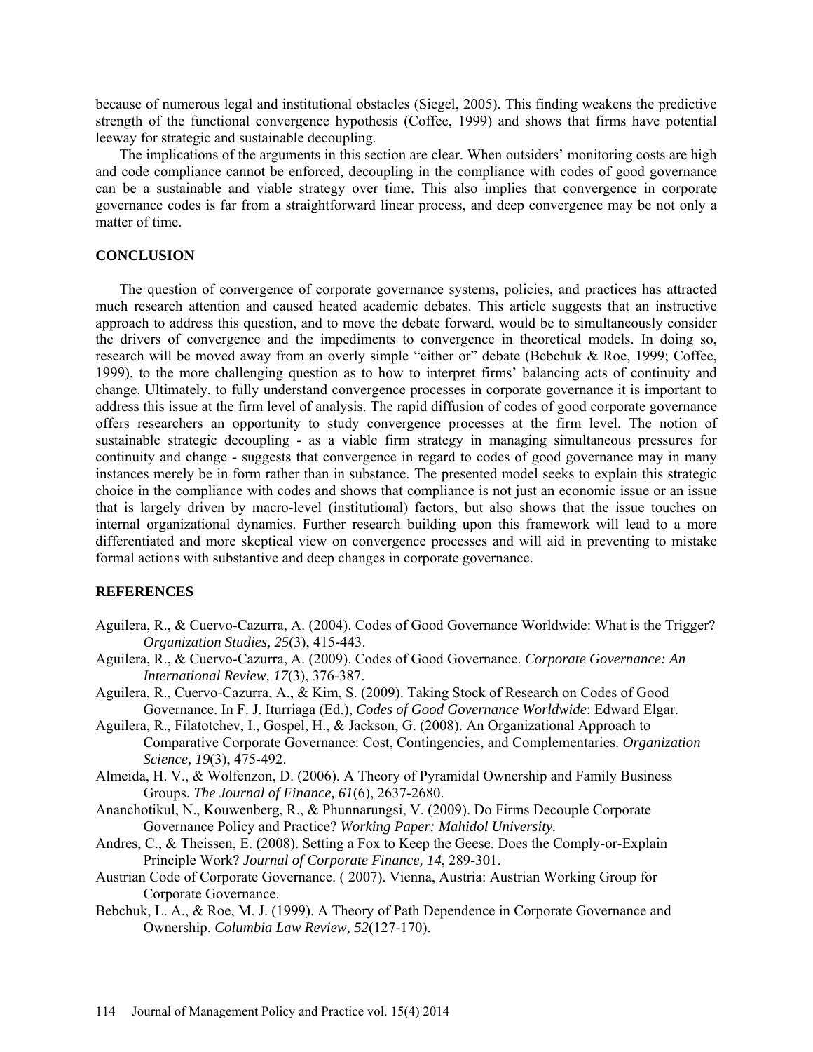because of numerous legal and institutional obstacles (Siegel, 2005). This finding weakens the predictive strength of the functional convergence hypothesis (Coffee, 1999) and shows that firms have potential leeway for strategic and sustainable decoupling.

The implications of the arguments in this section are clear. When outsiders' monitoring costs are high and code compliance cannot be enforced, decoupling in the compliance with codes of good governance can be a sustainable and viable strategy over time. This also implies that convergence in corporate governance codes is far from a straightforward linear process, and deep convergence may be not only a matter of time.

## CONCLUSION

The question of convergence of corporate governance systems, policies, and practices has attracted much research attention and caused heated academic debates. This article suggests that an instructive approach to address this question, and to move the debate forward, would be to simultaneously consider the drivers of convergence and the impediments to convergence in theoretical models. In doing so, research will be moved away from an overly simple "either or" debate (Bebchuk & Roe, 1999; Coffee, 1999), to the more challenging question as to how to interpret firms' balancing acts of continuity and change. Ultimately, to fully understand convergence processes in corporate governance it is important to address this issue at the firm level of analysis. The rapid diffusion of codes of good corporate governance offers researchers an opportunity to study convergence processes at the firm level. The notion of sustainable strategic decoupling - as a viable firm strategy in managing simultaneous pressures for continuity and change - suggests that convergence in regard to codes of good governance may in many instances merely be in form rather than in substance. The presented model seeks to explain this strategic choice in the compliance with codes and shows that compliance is not just an economic issue or an issue that is largely driven by macro-level (institutional) factors, but also shows that the issue touches on internal organizational dynamics. Further research building upon this framework will lead to a more differentiated and more skeptical view on convergence processes and will aid in preventing to mistake formal actions with substantive and deep changes in corporate governance.

## REFERENCES

Aguilera, R., & Cuervo-Cazurra, A. (2004). Codes of Good Governance Worldwide: What is the Trigger? *Organization Studies, 25*(3), 415-443.

Aguilera, R., & Cuervo-Cazurra, A. (2009). Codes of Good Governance. *Corporate Governance: An International Review, 17*(3), 376-387.

Aguilera, R., Cuervo-Cazurra, A., & Kim, S. (2009). Taking Stock of Research on Codes of Good Governance. In F. J. Iturriaga (Ed.), *Codes of Good Governance Worldwide*: Edward Elgar.

Aguilera, R., Filatotchev, I., Gospel, H., & Jackson, G. (2008). An Organizational Approach to Comparative Corporate Governance: Cost, Contingencies, and Complementaries. *Organization Science, 19*(3), 475-492.

Almeida, H. V., & Wolfenzon, D. (2006). A Theory of Pyramidal Ownership and Family Business Groups. *The Journal of Finance, 61*(6), 2637-2680.

Ananchotikul, N., Kouwenberg, R., & Phunnarungsi, V. (2009). Do Firms Decouple Corporate Governance Policy and Practice? *Working Paper: Mahidol University.*

Andres, C., & Theissen, E. (2008). Setting a Fox to Keep the Geese. Does the Comply-or-Explain Principle Work? *Journal of Corporate Finance, 14*, 289-301.

Austrian Code of Corporate Governance. ( 2007). Vienna, Austria: Austrian Working Group for Corporate Governance.

Bebchuk, L. A., & Roe, M. J. (1999). A Theory of Path Dependence in Corporate Governance and Ownership. *Columbia Law Review, 52*(127-170).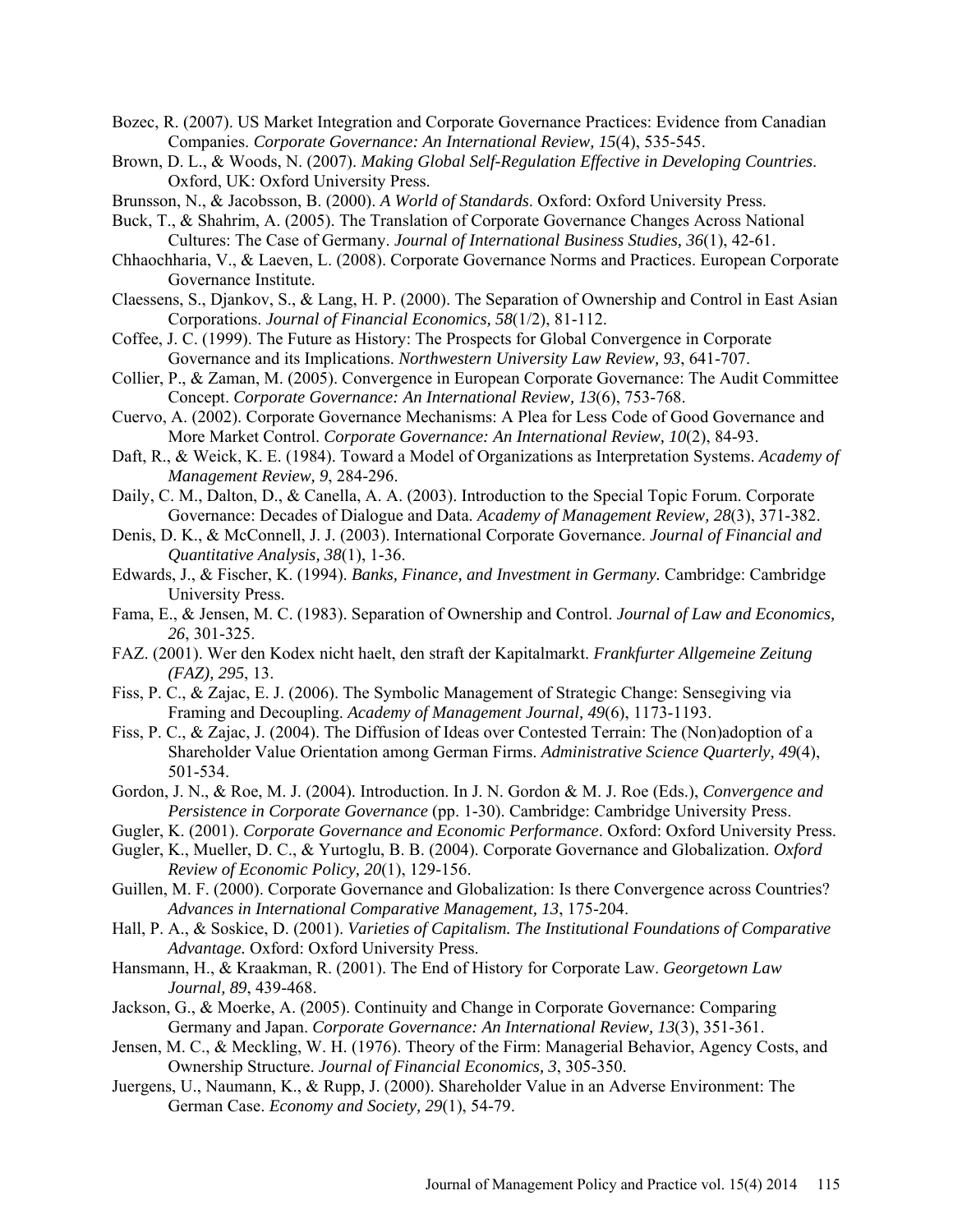Bozec, R. (2007). US Market Integration and Corporate Governance Practices: Evidence from Canadian Companies. *Corporate Governance: An International Review, 15*(4), 535-545.

Brown, D. L., & Woods, N. (2007). *Making Global Self-Regulation Effective in Developing Countries*. Oxford, UK: Oxford University Press.

Brunsson, N., & Jacobsson, B. (2000). *A World of Standards*. Oxford: Oxford University Press.

Buck, T., & Shahrim, A. (2005). The Translation of Corporate Governance Changes Across National Cultures: The Case of Germany. *Journal of International Business Studies, 36*(1), 42-61.

Chhaochharia, V., & Laeven, L. (2008). Corporate Governance Norms and Practices. European Corporate Governance Institute.

Claessens, S., Djankov, S., & Lang, H. P. (2000). The Separation of Ownership and Control in East Asian Corporations. *Journal of Financial Economics, 58*(1/2), 81-112.

Coffee, J. C. (1999). The Future as History: The Prospects for Global Convergence in Corporate Governance and its Implications. *Northwestern University Law Review, 93*, 641-707.

Collier, P., & Zaman, M. (2005). Convergence in European Corporate Governance: The Audit Committee Concept. *Corporate Governance: An International Review, 13*(6), 753-768.

Cuervo, A. (2002). Corporate Governance Mechanisms: A Plea for Less Code of Good Governance and More Market Control. *Corporate Governance: An International Review, 10*(2), 84-93.

Daft, R., & Weick, K. E. (1984). Toward a Model of Organizations as Interpretation Systems. *Academy of Management Review, 9*, 284-296.

Daily, C. M., Dalton, D., & Canella, A. A. (2003). Introduction to the Special Topic Forum. Corporate Governance: Decades of Dialogue and Data. *Academy of Management Review, 28*(3), 371-382.

Denis, D. K., & McConnell, J. J. (2003). International Corporate Governance. *Journal of Financial and Quantitative Analysis, 38*(1), 1-36.

Edwards, J., & Fischer, K. (1994). *Banks, Finance, and Investment in Germany.* Cambridge: Cambridge University Press.

Fama, E., & Jensen, M. C. (1983). Separation of Ownership and Control. *Journal of Law and Economics, 26*, 301-325.

FAZ. (2001). Wer den Kodex nicht haelt, den straft der Kapitalmarkt. *Frankfurter Allgemeine Zeitung (FAZ), 295*, 13.

Fiss, P. C., & Zajac, E. J. (2006). The Symbolic Management of Strategic Change: Sensegiving via Framing and Decoupling. *Academy of Management Journal, 49*(6), 1173-1193.

Fiss, P. C., & Zajac, J. (2004). The Diffusion of Ideas over Contested Terrain: The (Non)adoption of a Shareholder Value Orientation among German Firms. *Administrative Science Quarterly, 49*(4), 501-534.

Gordon, J. N., & Roe, M. J. (2004). Introduction. In J. N. Gordon & M. J. Roe (Eds.), *Convergence and Persistence in Corporate Governance* (pp. 1-30). Cambridge: Cambridge University Press.

Gugler, K. (2001). *Corporate Governance and Economic Performance*. Oxford: Oxford University Press.

Gugler, K., Mueller, D. C., & Yurtoglu, B. B. (2004). Corporate Governance and Globalization. *Oxford Review of Economic Policy, 20*(1), 129-156.

Guillen, M. F. (2000). Corporate Governance and Globalization: Is there Convergence across Countries? *Advances in International Comparative Management, 13*, 175-204.

Hall, P. A., & Soskice, D. (2001). *Varieties of Capitalism. The Institutional Foundations of Comparative Advantage.* Oxford: Oxford University Press.

Hansmann, H., & Kraakman, R. (2001). The End of History for Corporate Law. *Georgetown Law Journal, 89*, 439-468.

Jackson, G., & Moerke, A. (2005). Continuity and Change in Corporate Governance: Comparing Germany and Japan. *Corporate Governance: An International Review, 13*(3), 351-361.

Jensen, M. C., & Meckling, W. H. (1976). Theory of the Firm: Managerial Behavior, Agency Costs, and Ownership Structure. *Journal of Financial Economics, 3*, 305-350.

Juergens, U., Naumann, K., & Rupp, J. (2000). Shareholder Value in an Adverse Environment: The German Case. *Economy and Society, 29*(1), 54-79.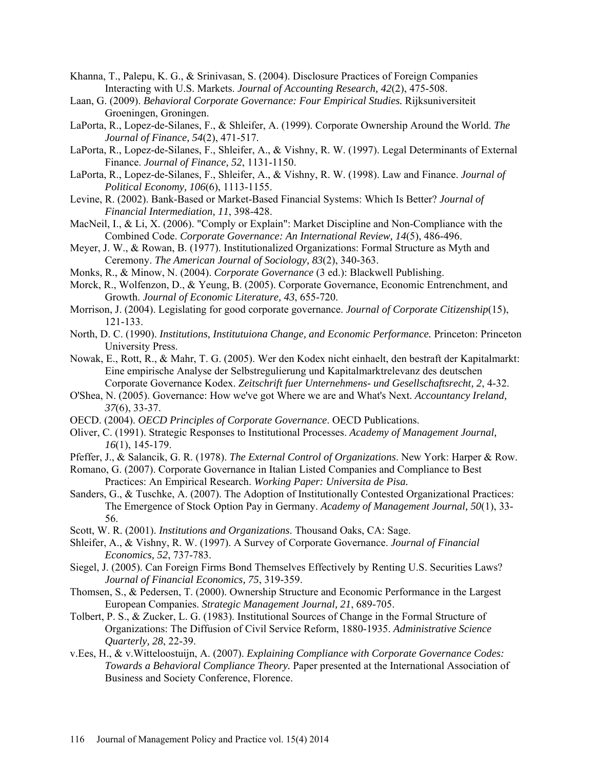Khanna, T., Palepu, K. G., & Srinivasan, S. (2004). Disclosure Practices of Foreign Companies Interacting with U.S. Markets. *Journal of Accounting Research, 42*(2), 475-508.

Laan, G. (2009). *Behavioral Corporate Governance: Four Empirical Studies.* Rijksuniversiteit Groeningen, Groningen.

LaPorta, R., Lopez-de-Silanes, F., & Shleifer, A. (1999). Corporate Ownership Around the World. *The Journal of Finance, 54*(2), 471-517.

LaPorta, R., Lopez-de-Silanes, F., Shleifer, A., & Vishny, R. W. (1997). Legal Determinants of External Finance. *Journal of Finance, 52*, 1131-1150.

LaPorta, R., Lopez-de-Silanes, F., Shleifer, A., & Vishny, R. W. (1998). Law and Finance. *Journal of Political Economy, 106*(6), 1113-1155.

Levine, R. (2002). Bank-Based or Market-Based Financial Systems: Which Is Better? *Journal of Financial Intermediation, 11*, 398-428.

MacNeil, I., & Li, X. (2006). "Comply or Explain": Market Discipline and Non-Compliance with the Combined Code. *Corporate Governance: An International Review, 14*(5), 486-496.

Meyer, J. W., & Rowan, B. (1977). Institutionalized Organizations: Formal Structure as Myth and Ceremony. *The American Journal of Sociology, 83*(2), 340-363.

Monks, R., & Minow, N. (2004). *Corporate Governance* (3 ed.): Blackwell Publishing.

Morck, R., Wolfenzon, D., & Yeung, B. (2005). Corporate Governance, Economic Entrenchment, and Growth. *Journal of Economic Literature, 43*, 655-720.

Morrison, J. (2004). Legislating for good corporate governance. *Journal of Corporate Citizenship*(15), 121-133.

North, D. C. (1990). *Institutions, Institutuiona Change, and Economic Performance.* Princeton: Princeton University Press.

Nowak, E., Rott, R., & Mahr, T. G. (2005). Wer den Kodex nicht einhaelt, den bestraft der Kapitalmarkt: Eine empirische Analyse der Selbstregulierung und Kapitalmarktrelevanz des deutschen Corporate Governance Kodex. *Zeitschrift fuer Unternehmens- und Gesellschaftsrecht, 2*, 4-32.

O'Shea, N. (2005). Governance: How we've got Where we are and What's Next. *Accountancy Ireland, 37*(6), 33-37.

OECD. (2004). *OECD Principles of Corporate Governance*. OECD Publications.

Oliver, C. (1991). Strategic Responses to Institutional Processes. *Academy of Management Journal, 16*(1), 145-179.

Pfeffer, J., & Salancik, G. R. (1978). *The External Control of Organizations*. New York: Harper & Row.

Romano, G. (2007). Corporate Governance in Italian Listed Companies and Compliance to Best Practices: An Empirical Research. *Working Paper: Universita de Pisa.*

Sanders, G., & Tuschke, A. (2007). The Adoption of Institutionally Contested Organizational Practices: The Emergence of Stock Option Pay in Germany. *Academy of Management Journal, 50*(1), 33-56.

Scott, W. R. (2001). *Institutions and Organizations*. Thousand Oaks, CA: Sage.

Shleifer, A., & Vishny, R. W. (1997). A Survey of Corporate Governance. *Journal of Financial Economics, 52*, 737-783.

Siegel, J. (2005). Can Foreign Firms Bond Themselves Effectively by Renting U.S. Securities Laws? *Journal of Financial Economics, 75*, 319-359.

Thomsen, S., & Pedersen, T. (2000). Ownership Structure and Economic Performance in the Largest European Companies. *Strategic Management Journal, 21*, 689-705.

Tolbert, P. S., & Zucker, L. G. (1983). Institutional Sources of Change in the Formal Structure of Organizations: The Diffusion of Civil Service Reform, 1880-1935. *Administrative Science Quarterly, 28*, 22-39.

v.Ees, H., & v.Witteloostuijn, A. (2007). *Explaining Compliance with Corporate Governance Codes: Towards a Behavioral Compliance Theory.* Paper presented at the International Association of Business and Society Conference, Florence.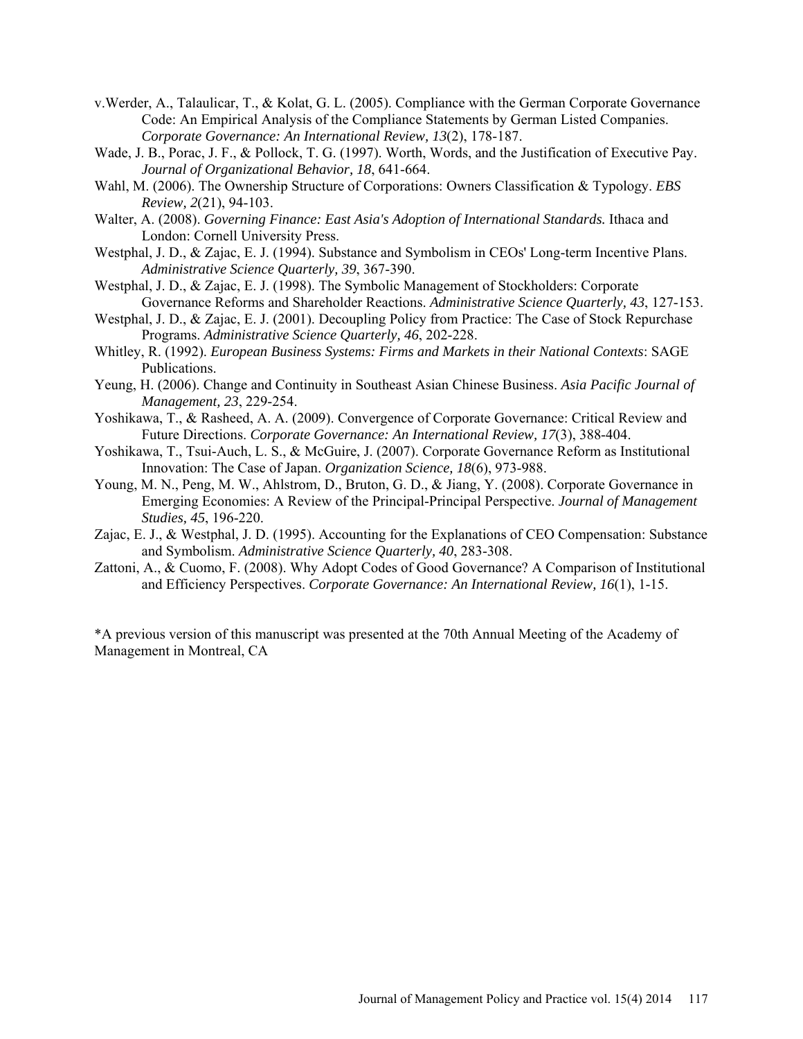v.Werder, A., Talaulicar, T., & Kolat, G. L. (2005). Compliance with the German Corporate Governance Code: An Empirical Analysis of the Compliance Statements by German Listed Companies. *Corporate Governance: An International Review, 13*(2), 178-187.

Wade, J. B., Porac, J. F., & Pollock, T. G. (1997). Worth, Words, and the Justification of Executive Pay. *Journal of Organizational Behavior, 18*, 641-664.

Wahl, M. (2006). The Ownership Structure of Corporations: Owners Classification & Typology. *EBS Review, 2*(21), 94-103.

Walter, A. (2008). *Governing Finance: East Asia's Adoption of International Standards.* Ithaca and London: Cornell University Press.

Westphal, J. D., & Zajac, E. J. (1994). Substance and Symbolism in CEOs' Long-term Incentive Plans. *Administrative Science Quarterly, 39*, 367-390.

Westphal, J. D., & Zajac, E. J. (1998). The Symbolic Management of Stockholders: Corporate Governance Reforms and Shareholder Reactions. *Administrative Science Quarterly, 43*, 127-153.

Westphal, J. D., & Zajac, E. J. (2001). Decoupling Policy from Practice: The Case of Stock Repurchase Programs. *Administrative Science Quarterly, 46*, 202-228.

Whitley, R. (1992). *European Business Systems: Firms and Markets in their National Contexts*: SAGE Publications.

Yeung, H. (2006). Change and Continuity in Southeast Asian Chinese Business. *Asia Pacific Journal of Management, 23*, 229-254.

Yoshikawa, T., & Rasheed, A. A. (2009). Convergence of Corporate Governance: Critical Review and Future Directions. *Corporate Governance: An International Review, 17*(3), 388-404.

Yoshikawa, T., Tsui-Auch, L. S., & McGuire, J. (2007). Corporate Governance Reform as Institutional Innovation: The Case of Japan. *Organization Science, 18*(6), 973-988.

Young, M. N., Peng, M. W., Ahlstrom, D., Bruton, G. D., & Jiang, Y. (2008). Corporate Governance in Emerging Economies: A Review of the Principal-Principal Perspective. *Journal of Management Studies, 45*, 196-220.

Zajac, E. J., & Westphal, J. D. (1995). Accounting for the Explanations of CEO Compensation: Substance and Symbolism. *Administrative Science Quarterly, 40*, 283-308.

Zattoni, A., & Cuomo, F. (2008). Why Adopt Codes of Good Governance? A Comparison of Institutional and Efficiency Perspectives. *Corporate Governance: An International Review, 16*(1), 1-15.

*A previous version of this manuscript was presented at the 70th Annual Meeting of the Academy of Management in Montreal, CA